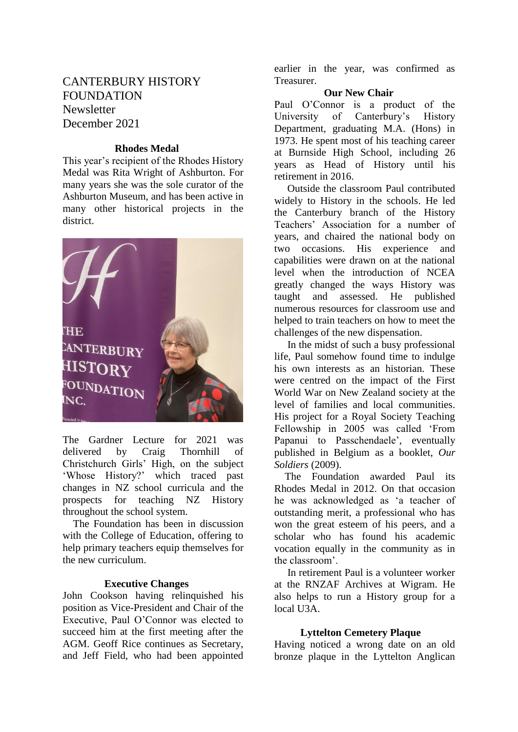# CANTERBURY HISTORY FOUNDATION
Newsletter
December 2021

### Rhodes Medal

This year's recipient of the Rhodes History Medal was Rita Wright of Ashburton. For many years she was the sole curator of the Ashburton Museum, and has been active in many other historical projects in the district.

The Gardner Lecture for 2021 was delivered by Craig Thornhill of Christchurch Girls' High, on the subject 'Whose History?' which traced past changes in NZ school curricula and the prospects for teaching NZ History throughout the school system.

The Foundation has been in discussion with the College of Education, offering to help primary teachers equip themselves for the new curriculum.

### Executive Changes

John Cookson having relinquished his position as Vice-President and Chair of the Executive, Paul O'Connor was elected to succeed him at the first meeting after the AGM. Geoff Rice continues as Secretary, and Jeff Field, who had been appointed earlier in the year, was confirmed as Treasurer.

### Our New Chair

Paul O'Connor is a product of the University of Canterbury's History Department, graduating M.A. (Hons) in 1973. He spent most of his teaching career at Burnside High School, including 26 years as Head of History until his retirement in 2016.

Outside the classroom Paul contributed widely to History in the schools. He led the Canterbury branch of the History Teachers' Association for a number of years, and chaired the national body on two occasions. His experience and capabilities were drawn on at the national level when the introduction of NCEA greatly changed the ways History was taught and assessed. He published numerous resources for classroom use and helped to train teachers on how to meet the challenges of the new dispensation.

In the midst of such a busy professional life, Paul somehow found time to indulge his own interests as an historian. These were centred on the impact of the First World War on New Zealand society at the level of families and local communities. His project for a Royal Society Teaching Fellowship in 2005 was called 'From Papanui to Passchendaele', eventually published in Belgium as a booklet, *Our Soldiers* (2009).

The Foundation awarded Paul its Rhodes Medal in 2012. On that occasion he was acknowledged as 'a teacher of outstanding merit, a professional who has won the great esteem of his peers, and a scholar who has found his academic vocation equally in the community as in the classroom'.

In retirement Paul is a volunteer worker at the RNZAF Archives at Wigram. He also helps to run a History group for a local U3A.

### Lyttelton Cemetery Plaque

Having noticed a wrong date on an old bronze plaque in the Lyttelton Anglican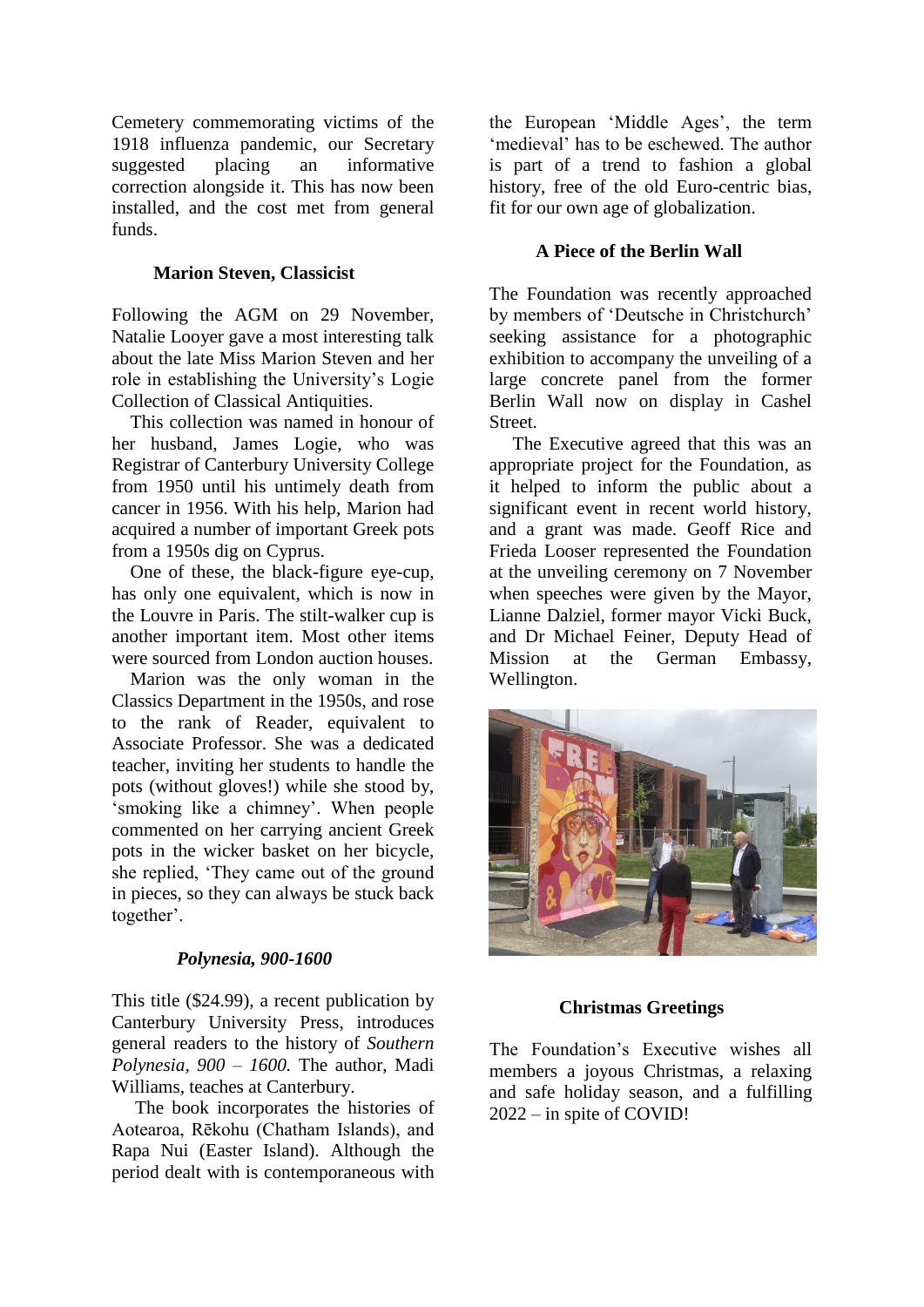Cemetery commemorating victims of the 1918 influenza pandemic, our Secretary suggested placing an informative correction alongside it. This has now been installed, and the cost met from general funds.

### Marion Steven, Classicist

Following the AGM on 29 November, Natalie Looyer gave a most interesting talk about the late Miss Marion Steven and her role in establishing the University's Logie Collection of Classical Antiquities.

This collection was named in honour of her husband, James Logie, who was Registrar of Canterbury University College from 1950 until his untimely death from cancer in 1956. With his help, Marion had acquired a number of important Greek pots from a 1950s dig on Cyprus.

One of these, the black-figure eye-cup, has only one equivalent, which is now in the Louvre in Paris. The stilt-walker cup is another important item. Most other items were sourced from London auction houses.

Marion was the only woman in the Classics Department in the 1950s, and rose to the rank of Reader, equivalent to Associate Professor. She was a dedicated teacher, inviting her students to handle the pots (without gloves!) while she stood by, 'smoking like a chimney'. When people commented on her carrying ancient Greek pots in the wicker basket on her bicycle, she replied, 'They came out of the ground in pieces, so they can always be stuck back together'.

### *Polynesia, 900-1600*

This title ($24.99), a recent publication by Canterbury University Press, introduces general readers to the history of *Southern Polynesia, 900 – 1600.* The author, Madi Williams, teaches at Canterbury.

The book incorporates the histories of Aotearoa, Rēkohu (Chatham Islands), and Rapa Nui (Easter Island). Although the period dealt with is contemporaneous with the European 'Middle Ages', the term 'medieval' has to be eschewed. The author is part of a trend to fashion a global history, free of the old Euro-centric bias, fit for our own age of globalization.

### A Piece of the Berlin Wall

The Foundation was recently approached by members of 'Deutsche in Christchurch' seeking assistance for a photographic exhibition to accompany the unveiling of a large concrete panel from the former Berlin Wall now on display in Cashel Street.

The Executive agreed that this was an appropriate project for the Foundation, as it helped to inform the public about a significant event in recent world history, and a grant was made. Geoff Rice and Frieda Looser represented the Foundation at the unveiling ceremony on 7 November when speeches were given by the Mayor, Lianne Dalziel, former mayor Vicki Buck, and Dr Michael Feiner, Deputy Head of Mission at the German Embassy, Wellington.

### Christmas Greetings

The Foundation's Executive wishes all members a joyous Christmas, a relaxing and safe holiday season, and a fulfilling 2022 – in spite of COVID!